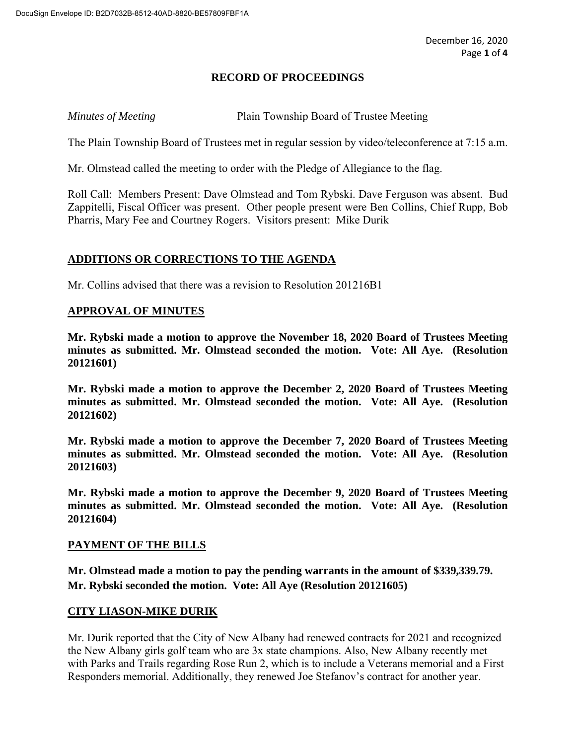# RECORD OF PROCEEDINGS

*Minutes of Meeting* Plain Township Board of Trustee Meeting

The Plain Township Board of Trustees met in regular session by video/teleconference at 7:15 a.m.

Mr. Olmstead called the meeting to order with the Pledge of Allegiance to the flag.

Roll Call: Members Present: Dave Olmstead and Tom Rybski. Dave Ferguson was absent. Bud Zappitelli, Fiscal Officer was present. Other people present were Ben Collins, Chief Rupp, Bob Pharris, Mary Fee and Courtney Rogers. Visitors present: Mike Durik

## ADDITIONS OR CORRECTIONS TO THE AGENDA

Mr. Collins advised that there was a revision to Resolution 201216B1

## APPROVAL OF MINUTES

**Mr. Rybski made a motion to approve the November 18, 2020 Board of Trustees Meeting minutes as submitted. Mr. Olmstead seconded the motion. Vote: All Aye. (Resolution 20121601)**

**Mr. Rybski made a motion to approve the December 2, 2020 Board of Trustees Meeting minutes as submitted. Mr. Olmstead seconded the motion. Vote: All Aye. (Resolution 20121602)**

**Mr. Rybski made a motion to approve the December 7, 2020 Board of Trustees Meeting minutes as submitted. Mr. Olmstead seconded the motion. Vote: All Aye. (Resolution 20121603)**

**Mr. Rybski made a motion to approve the December 9, 2020 Board of Trustees Meeting minutes as submitted. Mr. Olmstead seconded the motion. Vote: All Aye. (Resolution 20121604)**

## PAYMENT OF THE BILLS

**Mr. Olmstead made a motion to pay the pending warrants in the amount of $339,339.79. Mr. Rybski seconded the motion. Vote: All Aye (Resolution 20121605)**

## CITY LIASON-MIKE DURIK

Mr. Durik reported that the City of New Albany had renewed contracts for 2021 and recognized the New Albany girls golf team who are 3x state champions. Also, New Albany recently met with Parks and Trails regarding Rose Run 2, which is to include a Veterans memorial and a First Responders memorial. Additionally, they renewed Joe Stefanov's contract for another year.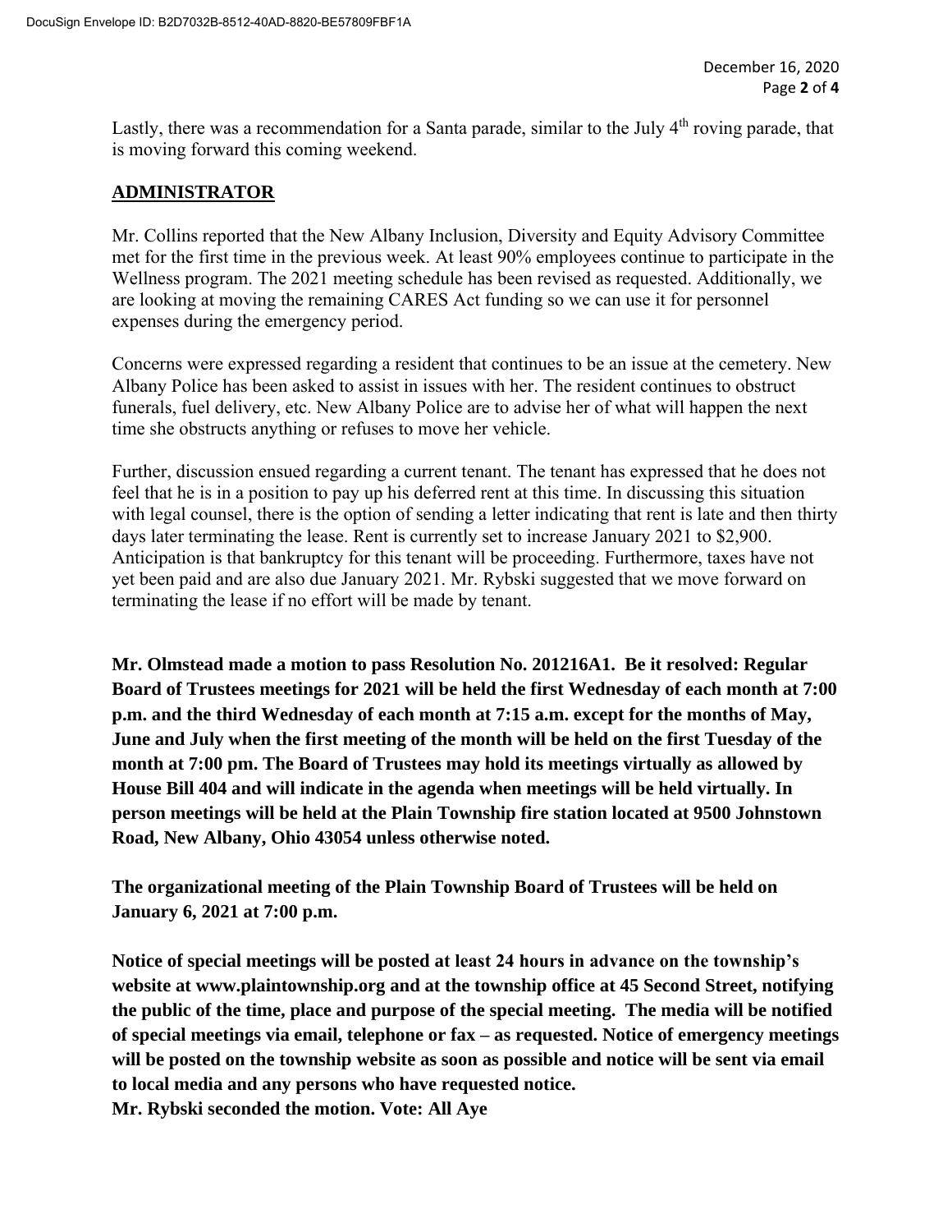Lastly, there was a recommendation for a Santa parade, similar to the July 4th roving parade, that is moving forward this coming weekend.

## ADMINISTRATOR

Mr. Collins reported that the New Albany Inclusion, Diversity and Equity Advisory Committee met for the first time in the previous week. At least 90% employees continue to participate in the Wellness program. The 2021 meeting schedule has been revised as requested. Additionally, we are looking at moving the remaining CARES Act funding so we can use it for personnel expenses during the emergency period.

Concerns were expressed regarding a resident that continues to be an issue at the cemetery. New Albany Police has been asked to assist in issues with her. The resident continues to obstruct funerals, fuel delivery, etc. New Albany Police are to advise her of what will happen the next time she obstructs anything or refuses to move her vehicle.

Further, discussion ensued regarding a current tenant. The tenant has expressed that he does not feel that he is in a position to pay up his deferred rent at this time. In discussing this situation with legal counsel, there is the option of sending a letter indicating that rent is late and then thirty days later terminating the lease. Rent is currently set to increase January 2021 to $2,900. Anticipation is that bankruptcy for this tenant will be proceeding. Furthermore, taxes have not yet been paid and are also due January 2021. Mr. Rybski suggested that we move forward on terminating the lease if no effort will be made by tenant.

**Mr. Olmstead made a motion to pass Resolution No. 201216A1. Be it resolved: Regular Board of Trustees meetings for 2021 will be held the first Wednesday of each month at 7:00 p.m. and the third Wednesday of each month at 7:15 a.m. except for the months of May, June and July when the first meeting of the month will be held on the first Tuesday of the month at 7:00 pm. The Board of Trustees may hold its meetings virtually as allowed by House Bill 404 and will indicate in the agenda when meetings will be held virtually. In person meetings will be held at the Plain Township fire station located at 9500 Johnstown Road, New Albany, Ohio 43054 unless otherwise noted.**

**The organizational meeting of the Plain Township Board of Trustees will be held on January 6, 2021 at 7:00 p.m.**

**Notice of special meetings will be posted at least 24 hours in advance on the township's website at www.plaintownship.org and at the township office at 45 Second Street, notifying the public of the time, place and purpose of the special meeting. The media will be notified of special meetings via email, telephone or fax – as requested. Notice of emergency meetings will be posted on the township website as soon as possible and notice will be sent via email to local media and any persons who have requested notice.**
**Mr. Rybski seconded the motion. Vote: All Aye**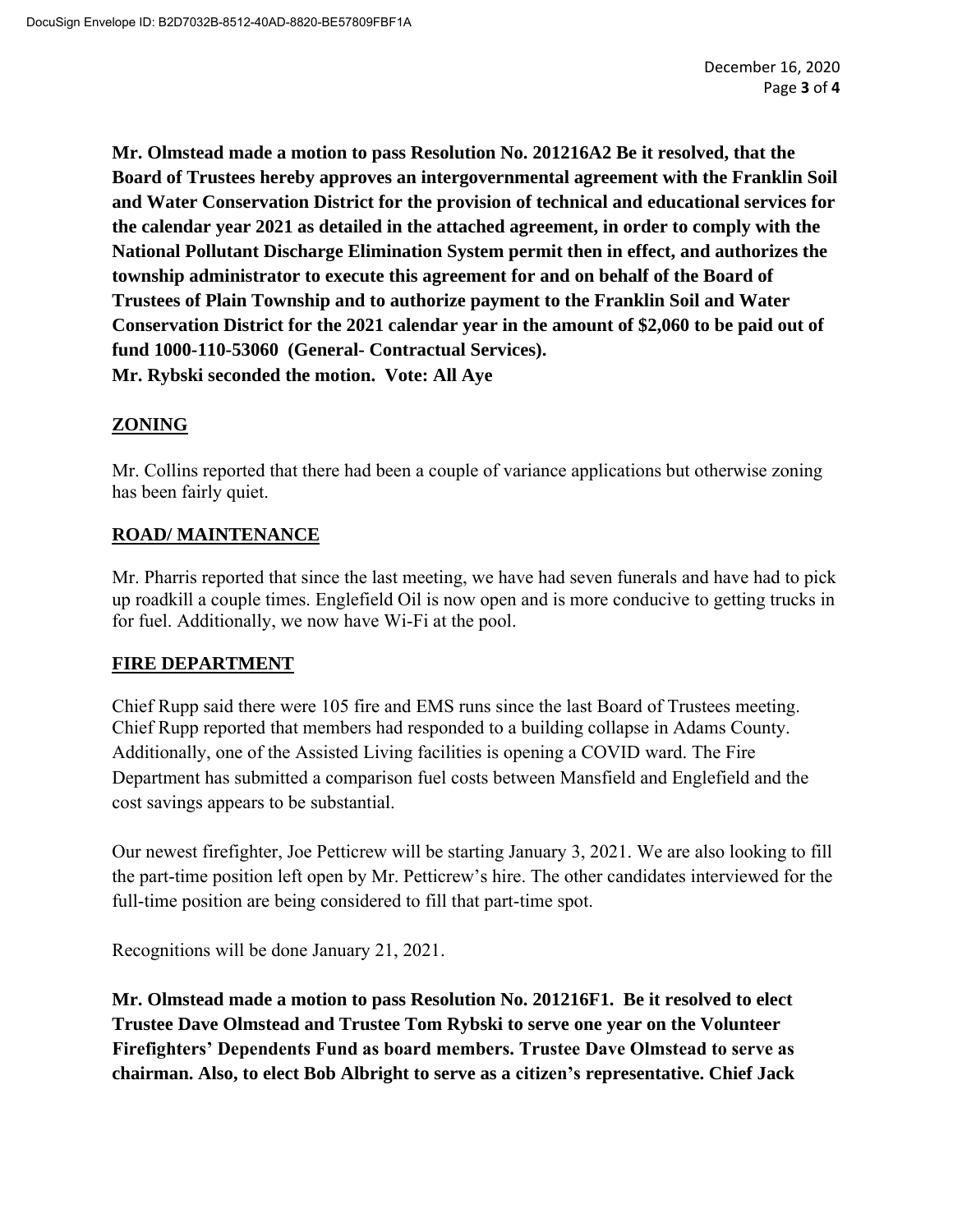**Mr. Olmstead made a motion to pass Resolution No. 201216A2 Be it resolved, that the Board of Trustees hereby approves an intergovernmental agreement with the Franklin Soil and Water Conservation District for the provision of technical and educational services for the calendar year 2021 as detailed in the attached agreement, in order to comply with the National Pollutant Discharge Elimination System permit then in effect, and authorizes the township administrator to execute this agreement for and on behalf of the Board of Trustees of Plain Township and to authorize payment to the Franklin Soil and Water Conservation District for the 2021 calendar year in the amount of $2,060 to be paid out of fund 1000-110-53060 (General- Contractual Services).**
**Mr. Rybski seconded the motion. Vote: All Aye**

## ZONING

Mr. Collins reported that there had been a couple of variance applications but otherwise zoning has been fairly quiet.

## ROAD/ MAINTENANCE

Mr. Pharris reported that since the last meeting, we have had seven funerals and have had to pick up roadkill a couple times. Englefield Oil is now open and is more conducive to getting trucks in for fuel. Additionally, we now have Wi-Fi at the pool.

## FIRE DEPARTMENT

Chief Rupp said there were 105 fire and EMS runs since the last Board of Trustees meeting. Chief Rupp reported that members had responded to a building collapse in Adams County. Additionally, one of the Assisted Living facilities is opening a COVID ward. The Fire Department has submitted a comparison fuel costs between Mansfield and Englefield and the cost savings appears to be substantial.

Our newest firefighter, Joe Petticrew will be starting January 3, 2021. We are also looking to fill the part-time position left open by Mr. Petticrew's hire. The other candidates interviewed for the full-time position are being considered to fill that part-time spot.

Recognitions will be done January 21, 2021.

**Mr. Olmstead made a motion to pass Resolution No. 201216F1. Be it resolved to elect Trustee Dave Olmstead and Trustee Tom Rybski to serve one year on the Volunteer Firefighters' Dependents Fund as board members. Trustee Dave Olmstead to serve as chairman. Also, to elect Bob Albright to serve as a citizen's representative. Chief Jack**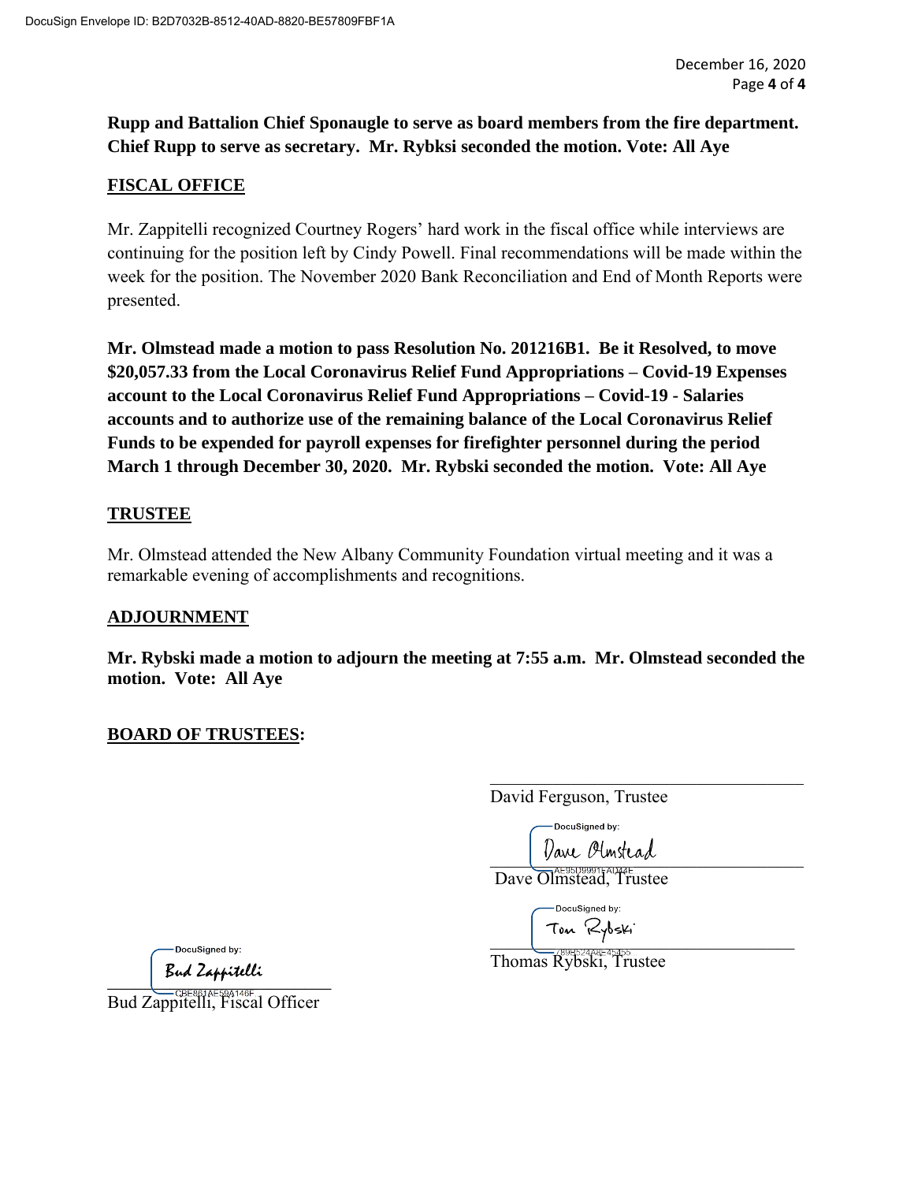**Rupp and Battalion Chief Sponaugle to serve as board members from the fire department. Chief Rupp to serve as secretary. Mr. Rybksi seconded the motion. Vote: All Aye**

## FISCAL OFFICE

Mr. Zappitelli recognized Courtney Rogers' hard work in the fiscal office while interviews are continuing for the position left by Cindy Powell. Final recommendations will be made within the week for the position. The November 2020 Bank Reconciliation and End of Month Reports were presented.

**Mr. Olmstead made a motion to pass Resolution No. 201216B1. Be it Resolved, to move $20,057.33 from the Local Coronavirus Relief Fund Appropriations – Covid-19 Expenses account to the Local Coronavirus Relief Fund Appropriations – Covid-19 - Salaries accounts and to authorize use of the remaining balance of the Local Coronavirus Relief Funds to be expended for payroll expenses for firefighter personnel during the period March 1 through December 30, 2020. Mr. Rybski seconded the motion. Vote: All Aye**

## TRUSTEE

Mr. Olmstead attended the New Albany Community Foundation virtual meeting and it was a remarkable evening of accomplishments and recognitions.

## ADJOURNMENT

**Mr. Rybski made a motion to adjourn the meeting at 7:55 a.m. Mr. Olmstead seconded the motion. Vote: All Aye**

## BOARD OF TRUSTEES:

David Ferguson, Trustee

DocuSigned by: Dave Olmstead
AE95D9991FAD44F
Dave Olmstead, Trustee

DocuSigned by: Tom Rybski
789B524A8E45455
Thomas Rybski, Trustee

DocuSigned by: Bud Zappitelli
CBE861AE59A146F
Bud Zappitelli, Fiscal Officer